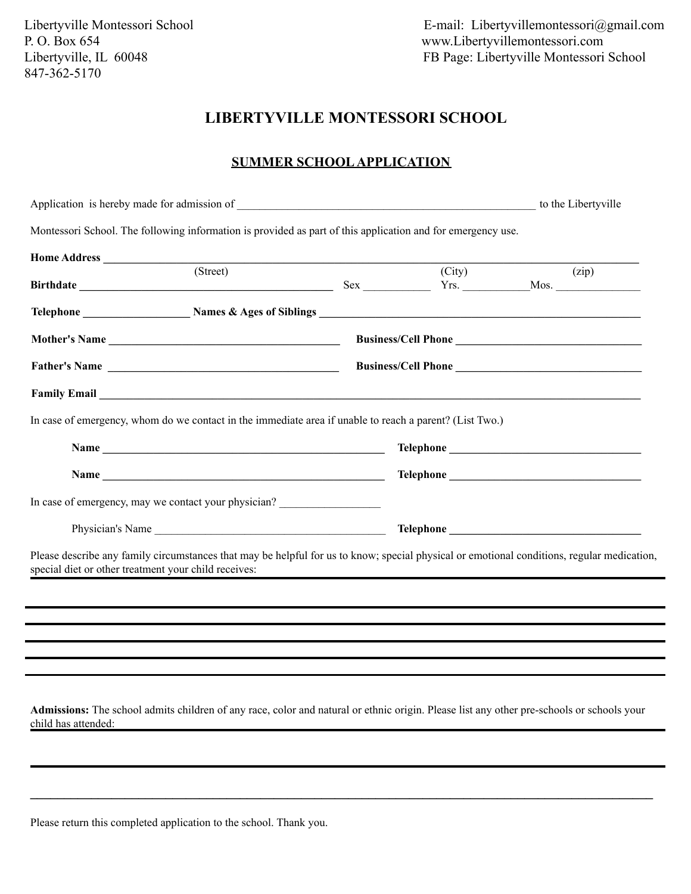Libertyville Montessori School
P. O. Box 654
Libertyville, IL 60048
847-362-5170

E-mail: Libertyvillemontessori@gmail.com
www.Libertyvillemontessori.com
FB Page: Libertyville Montessori School

# LIBERTYVILLE MONTESSORI SCHOOL

## SUMMER SCHOOL APPLICATION

Application is hereby made for admission of ______________________________________________________ to the Libertyville Montessori School. The following information is provided as part of this application and for emergency use.

**Home Address** ______________________________________________________________________________
(Street) (City) (zip)

**Birthdate** ______________________________________ Sex ___________ Yrs. ___________Mos. ______________

**Telephone** ___________________ **Names & Ages of Siblings** ____________________________________________

**Mother's Name** ________________________________________ **Business/Cell Phone** ______________________________

**Father's Name** ________________________________________ **Business/Cell Phone** ______________________________

**Family Email** ______________________________________________________________________________

In case of emergency, whom do we contact in the immediate area if unable to reach a parent? (List Two.)

**Name** ____________________________________________________ **Telephone** __________________________________

**Name** ____________________________________________________ **Telephone** __________________________________

In case of emergency, may we contact your physician? _________________

Physician's Name __________________________________________ **Telephone** __________________________________

Please describe any family circumstances that may be helpful for us to know; special physical or emotional conditions, regular medication, special diet or other treatment your child receives:

______________________________________________________________________________

______________________________________________________________________________

______________________________________________________________________________

______________________________________________________________________________

______________________________________________________________________________

**Admissions:** The school admits children of any race, color and natural or ethnic origin. Please list any other pre-schools or schools your child has attended:

______________________________________________________________________________

______________________________________________________________________________

Please return this completed application to the school. Thank you.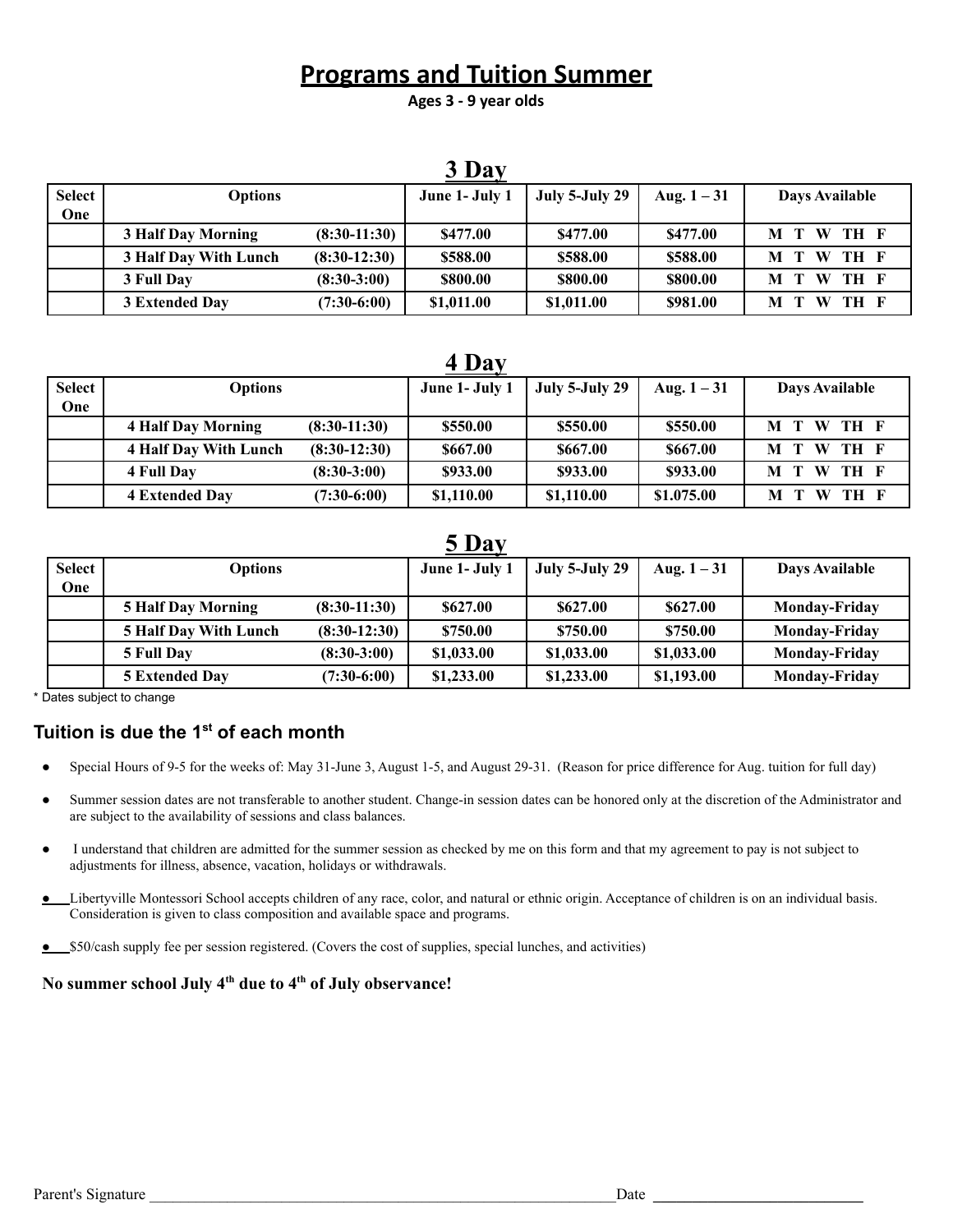# Programs and Tuition Summer

**Ages 3 - 9 year olds**

## 3 Day

| Select One | Options | | June 1- July 1 | July 5-July 29 | Aug. 1 – 31 | Days Available |
|---|---|---|---|---|---|---|
| | **3 Half Day Morning** | **(8:30-11:30)** | **$477.00** | **$477.00** | **$477.00** | **M T W TH F** |
| | **3 Half Day With Lunch** | **(8:30-12:30)** | **$588.00** | **$588.00** | **$588.00** | **M T W TH F** |
| | **3 Full Day** | **(8:30-3:00)** | **$800.00** | **$800.00** | **$800.00** | **M T W TH F** |
| | **3 Extended Day** | **(7:30-6:00)** | **$1,011.00** | **$1,011.00** | **$981.00** | **M T W TH F** |

## 4 Day

| Select One | Options | | June 1- July 1 | July 5-July 29 | Aug. 1 – 31 | Days Available |
|---|---|---|---|---|---|---|
| | **4 Half Day Morning** | **(8:30-11:30)** | **$550.00** | **$550.00** | **$550.00** | **M T W TH F** |
| | **4 Half Day With Lunch** | **(8:30-12:30)** | **$667.00** | **$667.00** | **$667.00** | **M T W TH F** |
| | **4 Full Day** | **(8:30-3:00)** | **$933.00** | **$933.00** | **$933.00** | **M T W TH F** |
| | **4 Extended Day** | **(7:30-6:00)** | **$1,110.00** | **$1,110.00** | **$1.075.00** | **M T W TH F** |

## 5 Day

| Select One | Options | | June 1- July 1 | July 5-July 29 | Aug. 1 – 31 | Days Available |
|---|---|---|---|---|---|---|
| | **5 Half Day Morning** | **(8:30-11:30)** | **$627.00** | **$627.00** | **$627.00** | **Monday-Friday** |
| | **5 Half Day With Lunch** | **(8:30-12:30)** | **$750.00** | **$750.00** | **$750.00** | **Monday-Friday** |
| | **5 Full Day** | **(8:30-3:00)** | **$1,033.00** | **$1,033.00** | **$1,033.00** | **Monday-Friday** |
| | **5 Extended Day** | **(7:30-6:00)** | **$1,233.00** | **$1,233.00** | **$1,193.00** | **Monday-Friday** |

* Dates subject to change

## Tuition is due the 1st of each month

- Special Hours of 9-5 for the weeks of: May 31-June 3, August 1-5, and August 29-31. (Reason for price difference for Aug. tuition for full day)
- Summer session dates are not transferable to another student. Change-in session dates can be honored only at the discretion of the Administrator and are subject to the availability of sessions and class balances.
- I understand that children are admitted for the summer session as checked by me on this form and that my agreement to pay is not subject to adjustments for illness, absence, vacation, holidays or withdrawals.
- Libertyville Montessori School accepts children of any race, color, and natural or ethnic origin. Acceptance of children is on an individual basis. Consideration is given to class composition and available space and programs.
- $50/cash supply fee per session registered. (Covers the cost of supplies, special lunches, and activities)

**No summer school July 4th due to 4th of July observance!**

Parent's Signature ______________________________ Date ______________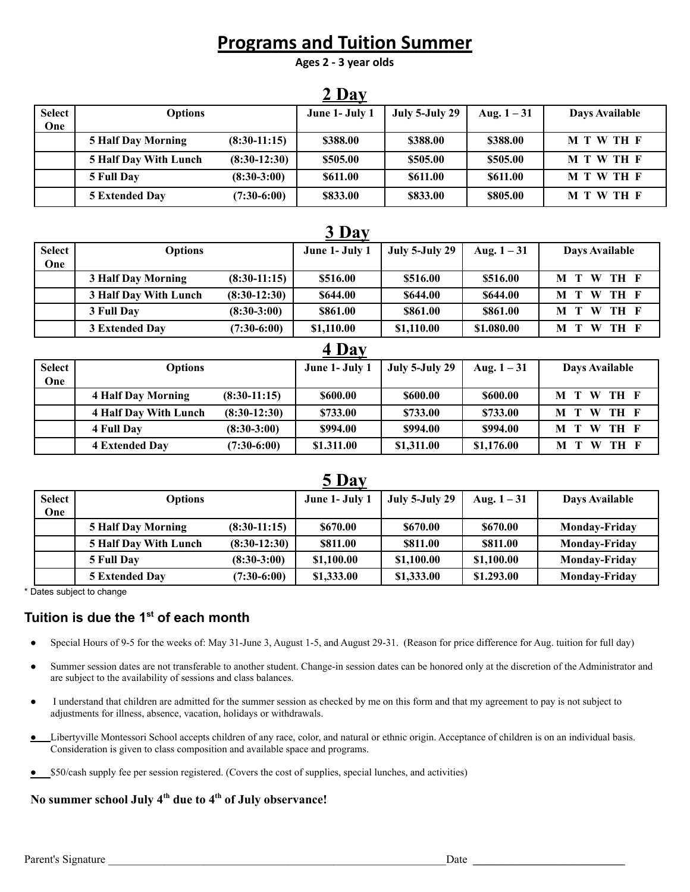# Programs and Tuition Summer

**Ages 2 - 3 year olds**

## 2 Day

| Select One | Options | | June 1- July 1 | July 5-July 29 | Aug. 1 – 31 | Days Available |
|---|---|---|---|---|---|---|
| | **5 Half Day Morning** | **(8:30-11:15)** | **$388.00** | **$388.00** | **$388.00** | **M T W TH F** |
| | **5 Half Day With Lunch** | **(8:30-12:30)** | **$505.00** | **$505.00** | **$505.00** | **M T W TH F** |
| | **5 Full Day** | **(8:30-3:00)** | **$611.00** | **$611.00** | **$611.00** | **M T W TH F** |
| | **5 Extended Day** | **(7:30-6:00)** | **$833.00** | **$833.00** | **$805.00** | **M T W TH F** |

## 3 Day

| Select One | Options | | June 1- July 1 | July 5-July 29 | Aug. 1 – 31 | Days Available |
|---|---|---|---|---|---|---|
| | **3 Half Day Morning** | **(8:30-11:15)** | **$516.00** | **$516.00** | **$516.00** | **M T W TH F** |
| | **3 Half Day With Lunch** | **(8:30-12:30)** | **$644.00** | **$644.00** | **$644.00** | **M T W TH F** |
| | **3 Full Day** | **(8:30-3:00)** | **$861.00** | **$861.00** | **$861.00** | **M T W TH F** |
| | **3 Extended Day** | **(7:30-6:00)** | **$1,110.00** | **$1,110.00** | **$1.080.00** | **M T W TH F** |

## 4 Day

| Select One | Options | | June 1- July 1 | July 5-July 29 | Aug. 1 – 31 | Days Available |
|---|---|---|---|---|---|---|
| | **4 Half Day Morning** | **(8:30-11:15)** | **$600.00** | **$600.00** | **$600.00** | **M T W TH F** |
| | **4 Half Day With Lunch** | **(8:30-12:30)** | **$733.00** | **$733.00** | **$733.00** | **M T W TH F** |
| | **4 Full Day** | **(8:30-3:00)** | **$994.00** | **$994.00** | **$994.00** | **M T W TH F** |
| | **4 Extended Day** | **(7:30-6:00)** | **$1.311.00** | **$1,311.00** | **$1,176.00** | **M T W TH F** |

## 5 Day

| Select One | Options | | June 1- July 1 | July 5-July 29 | Aug. 1 – 31 | Days Available |
|---|---|---|---|---|---|---|
| | **5 Half Day Morning** | **(8:30-11:15)** | **$670.00** | **$670.00** | **$670.00** | **Monday-Friday** |
| | **5 Half Day With Lunch** | **(8:30-12:30)** | **$811.00** | **$811.00** | **$811.00** | **Monday-Friday** |
| | **5 Full Day** | **(8:30-3:00)** | **$1,100.00** | **$1,100.00** | **$1,100.00** | **Monday-Friday** |
| | **5 Extended Day** | **(7:30-6:00)** | **$1,333.00** | **$1,333.00** | **$1.293.00** | **Monday-Friday** |

* Dates subject to change

### Tuition is due the 1st of each month

- Special Hours of 9-5 for the weeks of: May 31-June 3, August 1-5, and August 29-31. (Reason for price difference for Aug. tuition for full day)
- Summer session dates are not transferable to another student. Change-in session dates can be honored only at the discretion of the Administrator and are subject to the availability of sessions and class balances.
- I understand that children are admitted for the summer session as checked by me on this form and that my agreement to pay is not subject to adjustments for illness, absence, vacation, holidays or withdrawals.
- Libertyville Montessori School accepts children of any race, color, and natural or ethnic origin. Acceptance of children is on an individual basis. Consideration is given to class composition and available space and programs.
- $50/cash supply fee per session registered. (Covers the cost of supplies, special lunches, and activities)

**No summer school July 4th due to 4th of July observance!**

Parent's Signature ______________________________________________________________ Date ____________________________